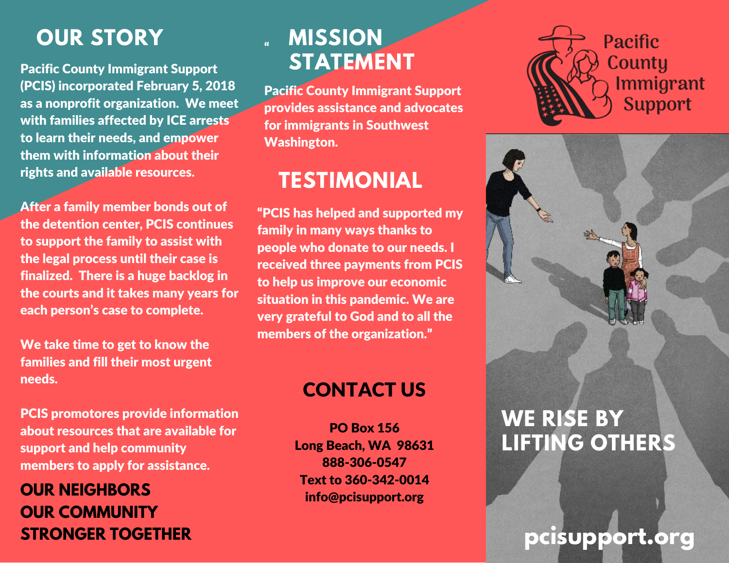## OUR STORY

**Pacific County Immigrant Support (PCIS) incorporated February 5, 2018 as a nonprofit organization. We meet with families affected by ICE arrests to learn their needs, and empower them with information about their rights and available resources.**

**After a family member bonds out of the detention center, PCIS continues to support the family to assist with the legal process until their case is finalized. There is a huge backlog in the courts and it takes many years for each person's case to complete.**

**We take time to get to know the families and fill their most urgent needs.**

**PCIS promotores provide information about resources that are available for support and help community members to apply for assistance.**

**OUR NEIGHBORS**
**OUR COMMUNITY**
**STRONGER TOGETHER**

## MISSION STATEMENT

**Pacific County Immigrant Support provides assistance and advocates for immigrants in Southwest Washington.**

## TESTIMONIAL

**"PCIS has helped and supported my family in many ways thanks to people who donate to our needs. I received three payments from PCIS to help us improve our economic situation in this pandemic. We are very grateful to God and to all the members of the organization."**

## CONTACT US

**PO Box 156**
**Long Beach, WA 98631**
**888-306-0547**
**Text to 360-342-0014**
**info@pcisupport.org**

Pacific County Immigrant Support

**WE RISE BY LIFTING OTHERS**

**pcisupport.org**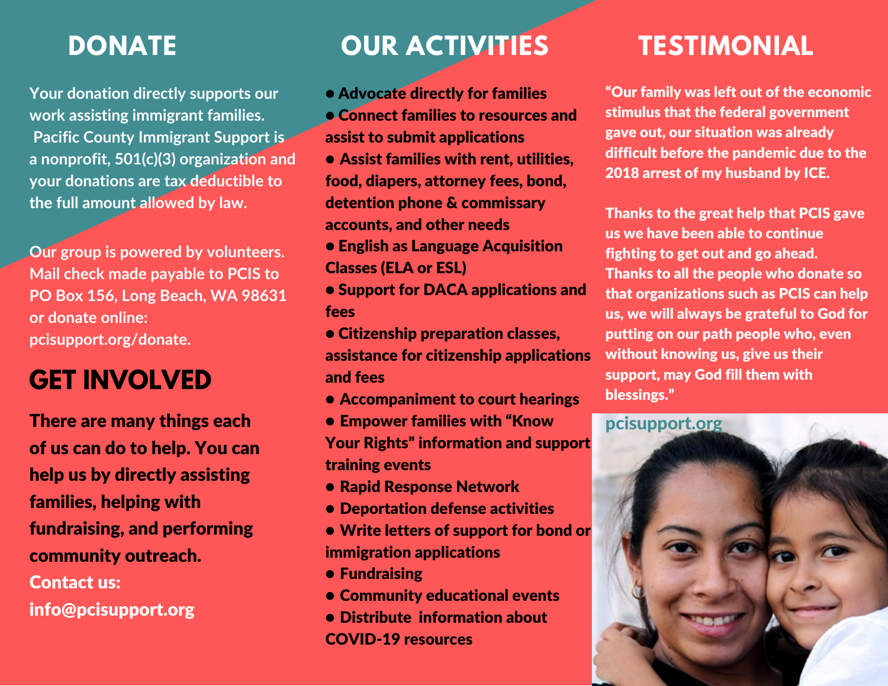## DONATE

Your donation directly supports our work assisting immigrant families. Pacific County Immigrant Support is a nonprofit, 501(c)(3) organization and your donations are tax deductible to the full amount allowed by law.

Our group is powered by volunteers. Mail check made payable to PCIS to PO Box 156, Long Beach, WA 98631 or donate online: pcisupport.org/donate.

## GET INVOLVED

**There are many things each of us can do to help. You can help us by directly assisting families, helping with fundraising, and performing community outreach.**

**Contact us:**
**info@pcisupport.org**

## OUR ACTIVITIES

- **Advocate directly for families**
- **Connect families to resources and assist to submit applications**
- **Assist families with rent, utilities, food, diapers, attorney fees, bond, detention phone & commissary accounts, and other needs**
- **English as Language Acquisition Classes (ELA or ESL)**
- **Support for DACA applications and fees**
- **Citizenship preparation classes, assistance for citizenship applications and fees**
- **Accompaniment to court hearings**
- **Empower families with "Know Your Rights" information and support training events**
- **Rapid Response Network**
- **Deportation defense activities**
- **Write letters of support for bond or immigration applications**
- **Fundraising**
- **Community educational events**
- **Distribute information about COVID-19 resources**

## TESTIMONIAL

"Our family was left out of the economic stimulus that the federal government gave out, our situation was already difficult before the pandemic due to the 2018 arrest of my husband by ICE.

Thanks to the great help that PCIS gave us we have been able to continue fighting to get out and go ahead. Thanks to all the people who donate so that organizations such as PCIS can help us, we will always be grateful to God for putting on our path people who, even without knowing us, give us their support, may God fill them with blessings."

pcisupport.org